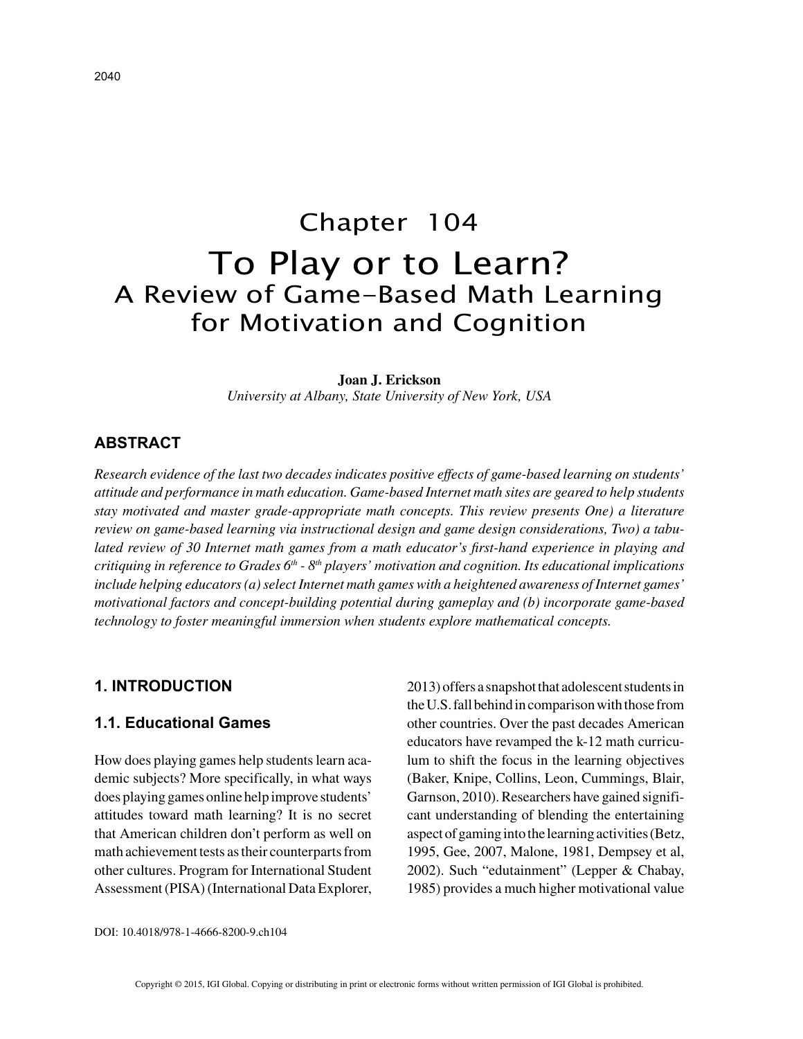# Chapter 104

# To Play or to Learn? A Review of Game-Based Math Learning for Motivation and Cognition

**Joan J. Erickson**

*University at Albany, State University of New York, USA*

## ABSTRACT

*Research evidence of the last two decades indicates positive effects of game-based learning on students' attitude and performance in math education. Game-based Internet math sites are geared to help students stay motivated and master grade-appropriate math concepts. This review presents One) a literature review on game-based learning via instructional design and game design considerations, Two) a tabulated review of 30 Internet math games from a math educator's first-hand experience in playing and critiquing in reference to Grades 6th - 8th players' motivation and cognition. Its educational implications include helping educators (a) select Internet math games with a heightened awareness of Internet games' motivational factors and concept-building potential during gameplay and (b) incorporate game-based technology to foster meaningful immersion when students explore mathematical concepts.*

## 1. INTRODUCTION

### 1.1. Educational Games

How does playing games help students learn academic subjects? More specifically, in what ways does playing games online help improve students' attitudes toward math learning? It is no secret that American children don't perform as well on math achievement tests as their counterparts from other cultures. Program for International Student Assessment (PISA) (International Data Explorer, 2013) offers a snapshot that adolescent students in the U.S. fall behind in comparison with those from other countries. Over the past decades American educators have revamped the k-12 math curriculum to shift the focus in the learning objectives (Baker, Knipe, Collins, Leon, Cummings, Blair, Garnson, 2010). Researchers have gained significant understanding of blending the entertaining aspect of gaming into the learning activities (Betz, 1995, Gee, 2007, Malone, 1981, Dempsey et al, 2002). Such "edutainment" (Lepper & Chabay, 1985) provides a much higher motivational value

DOI: 10.4018/978-1-4666-8200-9.ch104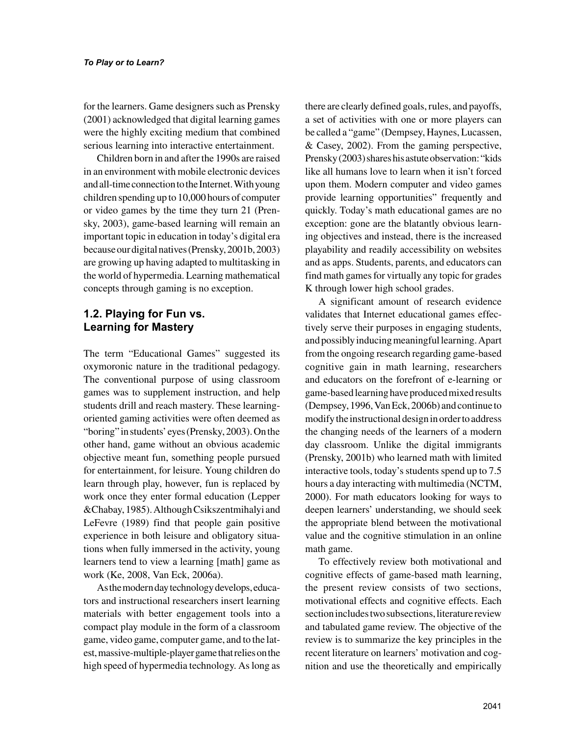for the learners. Game designers such as Prensky (2001) acknowledged that digital learning games were the highly exciting medium that combined serious learning into interactive entertainment.

Children born in and after the 1990s are raised in an environment with mobile electronic devices and all-time connection to the Internet. With young children spending up to 10,000 hours of computer or video games by the time they turn 21 (Prensky, 2003), game-based learning will remain an important topic in education in today's digital era because our digital natives (Prensky, 2001b, 2003) are growing up having adapted to multitasking in the world of hypermedia. Learning mathematical concepts through gaming is no exception.

## 1.2. Playing for Fun vs. Learning for Mastery

The term "Educational Games" suggested its oxymoronic nature in the traditional pedagogy. The conventional purpose of using classroom games was to supplement instruction, and help students drill and reach mastery. These learning-oriented gaming activities were often deemed as "boring" in students' eyes (Prensky, 2003). On the other hand, game without an obvious academic objective meant fun, something people pursued for entertainment, for leisure. Young children do learn through play, however, fun is replaced by work once they enter formal education (Lepper &Chabay, 1985). Although Csikszentmihalyi and LeFevre (1989) find that people gain positive experience in both leisure and obligatory situations when fully immersed in the activity, young learners tend to view a learning [math] game as work (Ke, 2008, Van Eck, 2006a).

As the modern day technology develops, educators and instructional researchers insert learning materials with better engagement tools into a compact play module in the form of a classroom game, video game, computer game, and to the latest, massive-multiple-player game that relies on the high speed of hypermedia technology. As long as there are clearly defined goals, rules, and payoffs, a set of activities with one or more players can be called a "game" (Dempsey, Haynes, Lucassen, & Casey, 2002). From the gaming perspective, Prensky (2003) shares his astute observation: "kids like all humans love to learn when it isn't forced upon them. Modern computer and video games provide learning opportunities" frequently and quickly. Today's math educational games are no exception: gone are the blatantly obvious learning objectives and instead, there is the increased playability and readily accessibility on websites and as apps. Students, parents, and educators can find math games for virtually any topic for grades K through lower high school grades.

A significant amount of research evidence validates that Internet educational games effectively serve their purposes in engaging students, and possibly inducing meaningful learning. Apart from the ongoing research regarding game-based cognitive gain in math learning, researchers and educators on the forefront of e-learning or game-based learning have produced mixed results (Dempsey, 1996, Van Eck, 2006b) and continue to modify the instructional design in order to address the changing needs of the learners of a modern day classroom. Unlike the digital immigrants (Prensky, 2001b) who learned math with limited interactive tools, today's students spend up to 7.5 hours a day interacting with multimedia (NCTM, 2000). For math educators looking for ways to deepen learners' understanding, we should seek the appropriate blend between the motivational value and the cognitive stimulation in an online math game.

To effectively review both motivational and cognitive effects of game-based math learning, the present review consists of two sections, motivational effects and cognitive effects. Each section includes two subsections, literature review and tabulated game review. The objective of the review is to summarize the key principles in the recent literature on learners' motivation and cognition and use the theoretically and empirically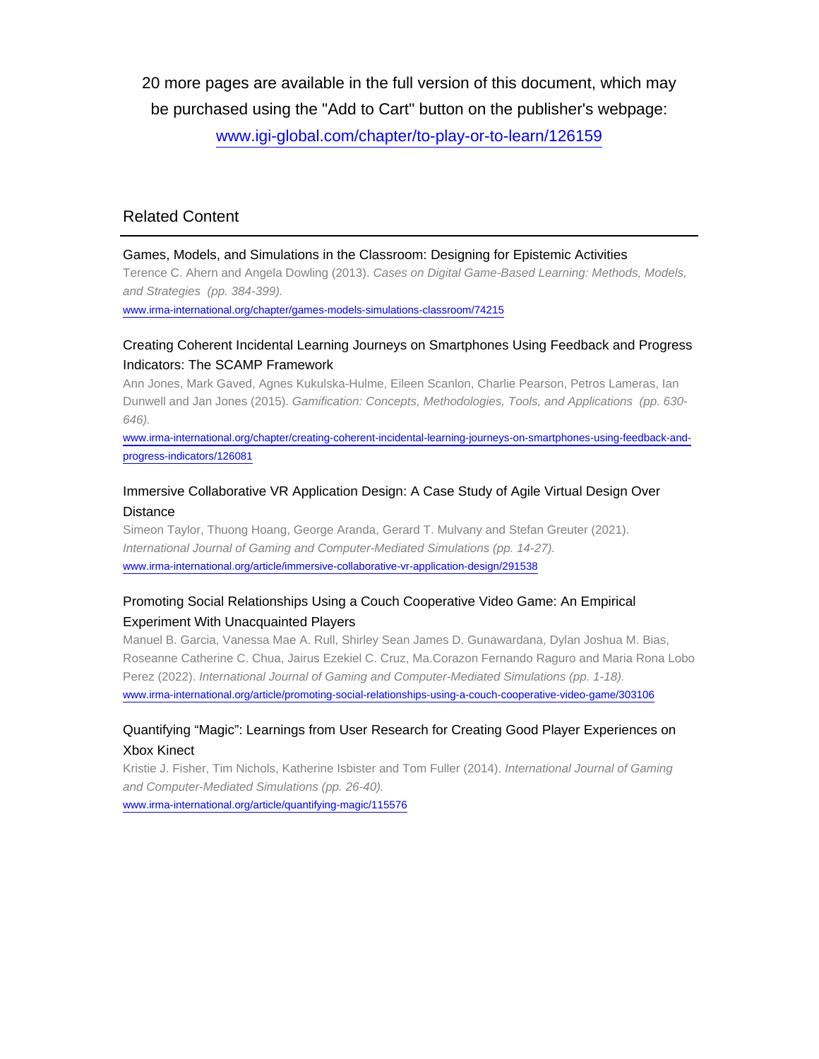20 more pages are available in the full version of this document, which may be purchased using the "Add to Cart" button on the publisher's webpage: [www.igi-global.com/chapter/to-play-or-to-learn/126159](www.igi-global.com/chapter/to-play-or-to-learn/126159)

## Related Content

**Games, Models, and Simulations in the Classroom: Designing for Epistemic Activities**
Terence C. Ahern and Angela Dowling (2013). *Cases on Digital Game-Based Learning: Methods, Models, and Strategies (pp. 384-399).*
[www.irma-international.org/chapter/games-models-simulations-classroom/74215](www.irma-international.org/chapter/games-models-simulations-classroom/74215)

**Creating Coherent Incidental Learning Journeys on Smartphones Using Feedback and Progress Indicators: The SCAMP Framework**
Ann Jones, Mark Gaved, Agnes Kukulska-Hulme, Eileen Scanlon, Charlie Pearson, Petros Lameras, Ian Dunwell and Jan Jones (2015). *Gamification: Concepts, Methodologies, Tools, and Applications (pp. 630-646).*
[www.irma-international.org/chapter/creating-coherent-incidental-learning-journeys-on-smartphones-using-feedback-and-progress-indicators/126081](www.irma-international.org/chapter/creating-coherent-incidental-learning-journeys-on-smartphones-using-feedback-and-progress-indicators/126081)

**Immersive Collaborative VR Application Design: A Case Study of Agile Virtual Design Over Distance**
Simeon Taylor, Thuong Hoang, George Aranda, Gerard T. Mulvany and Stefan Greuter (2021). *International Journal of Gaming and Computer-Mediated Simulations (pp. 14-27).*
[www.irma-international.org/article/immersive-collaborative-vr-application-design/291538](www.irma-international.org/article/immersive-collaborative-vr-application-design/291538)

**Promoting Social Relationships Using a Couch Cooperative Video Game: An Empirical Experiment With Unacquainted Players**
Manuel B. Garcia, Vanessa Mae A. Rull, Shirley Sean James D. Gunawardana, Dylan Joshua M. Bias, Roseanne Catherine C. Chua, Jairus Ezekiel C. Cruz, Ma.Corazon Fernando Raguro and Maria Rona Lobo Perez (2022). *International Journal of Gaming and Computer-Mediated Simulations (pp. 1-18).*
[www.irma-international.org/article/promoting-social-relationships-using-a-couch-cooperative-video-game/303106](www.irma-international.org/article/promoting-social-relationships-using-a-couch-cooperative-video-game/303106)

**Quantifying "Magic": Learnings from User Research for Creating Good Player Experiences on Xbox Kinect**
Kristie J. Fisher, Tim Nichols, Katherine Isbister and Tom Fuller (2014). *International Journal of Gaming and Computer-Mediated Simulations (pp. 26-40).*
[www.irma-international.org/article/quantifying-magic/115576](www.irma-international.org/article/quantifying-magic/115576)